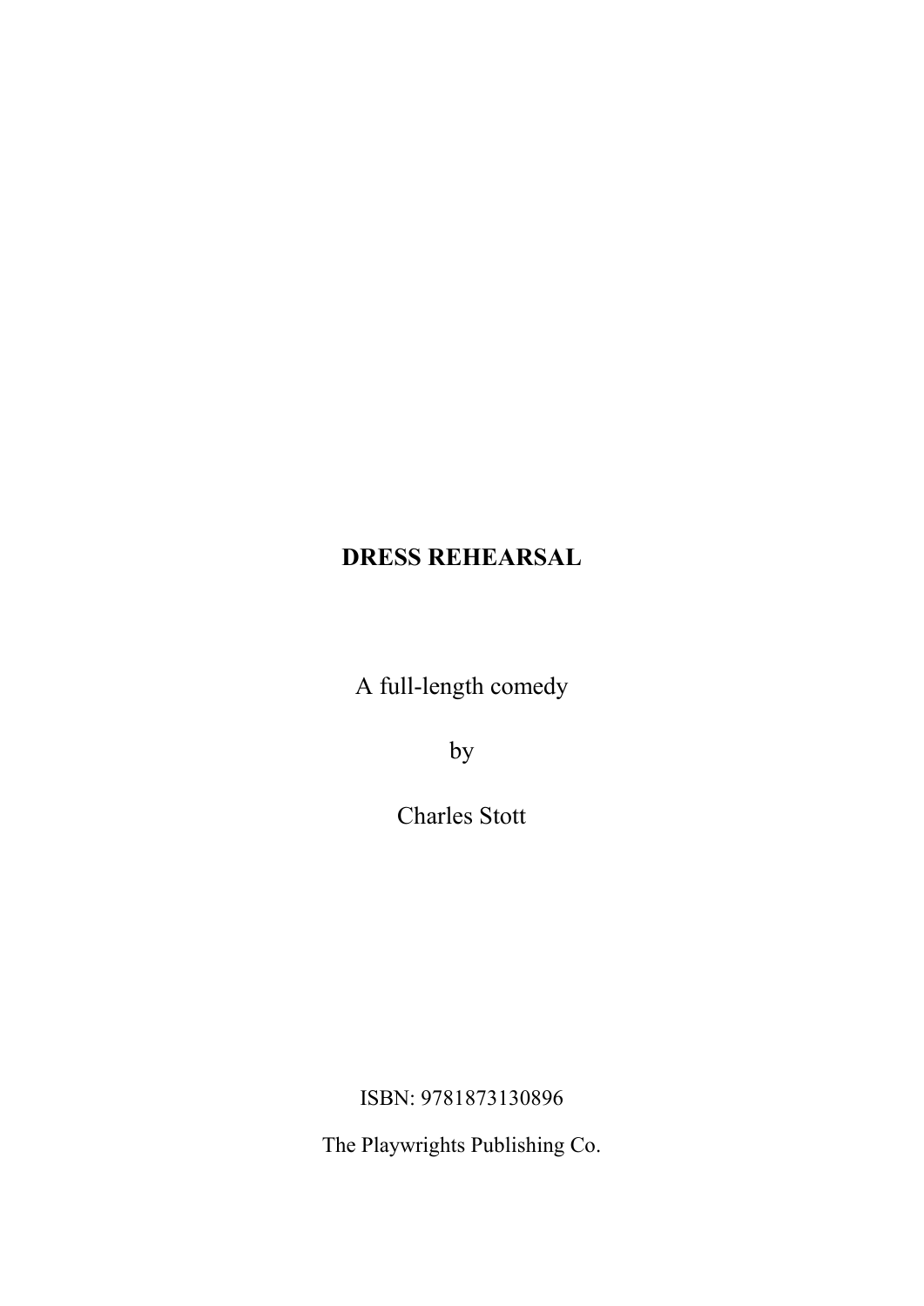# DRESS REHEARSAL

A full-length comedy

by

Charles Stott

ISBN: 9781873130896

The Playwrights Publishing Co.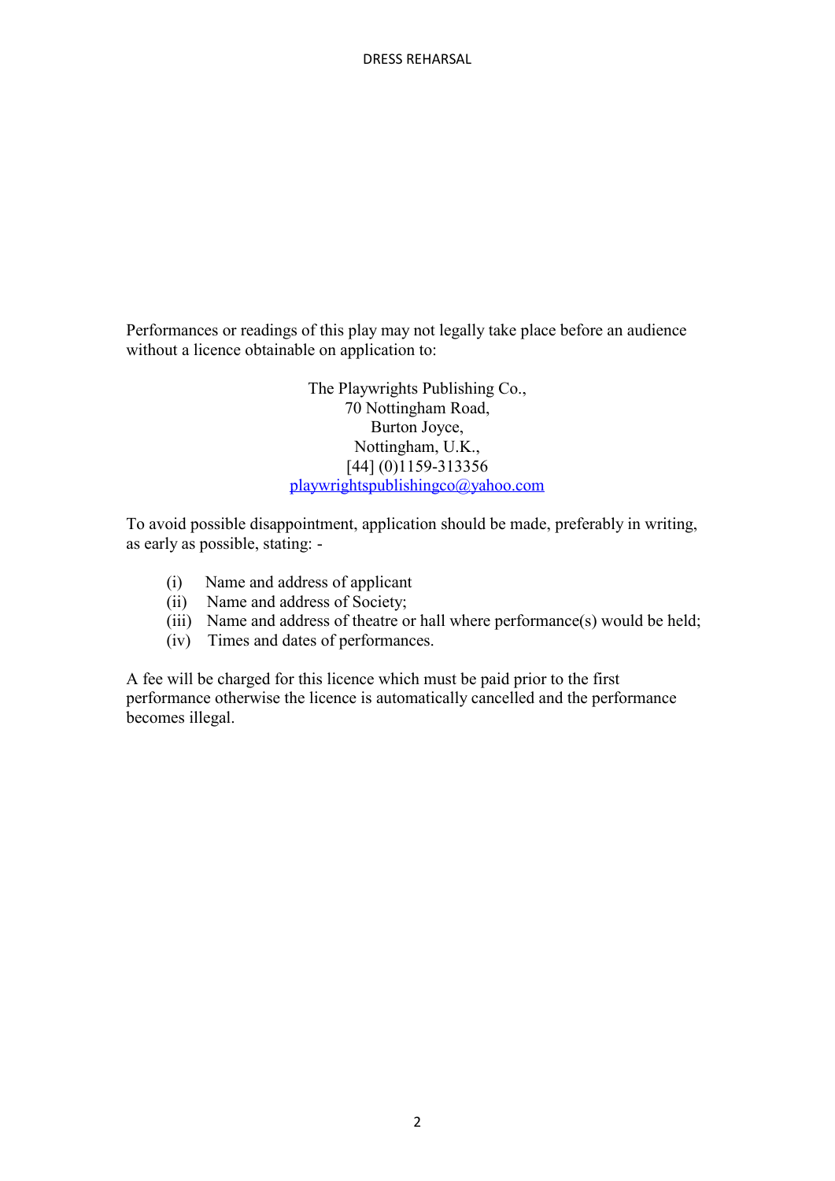Performances or readings of this play may not legally take place before an audience without a licence obtainable on application to:

The Playwrights Publishing Co.,  
70 Nottingham Road,  
Burton Joyce,  
Nottingham, U.K.,  
[44] (0)1159-313356  
playwrightspublishingco@yahoo.com

To avoid possible disappointment, application should be made, preferably in writing, as early as possible, stating: -

(i) Name and address of applicant  
(ii) Name and address of Society;  
(iii) Name and address of theatre or hall where performance(s) would be held;  
(iv) Times and dates of performances.

A fee will be charged for this licence which must be paid prior to the first performance otherwise the licence is automatically cancelled and the performance becomes illegal.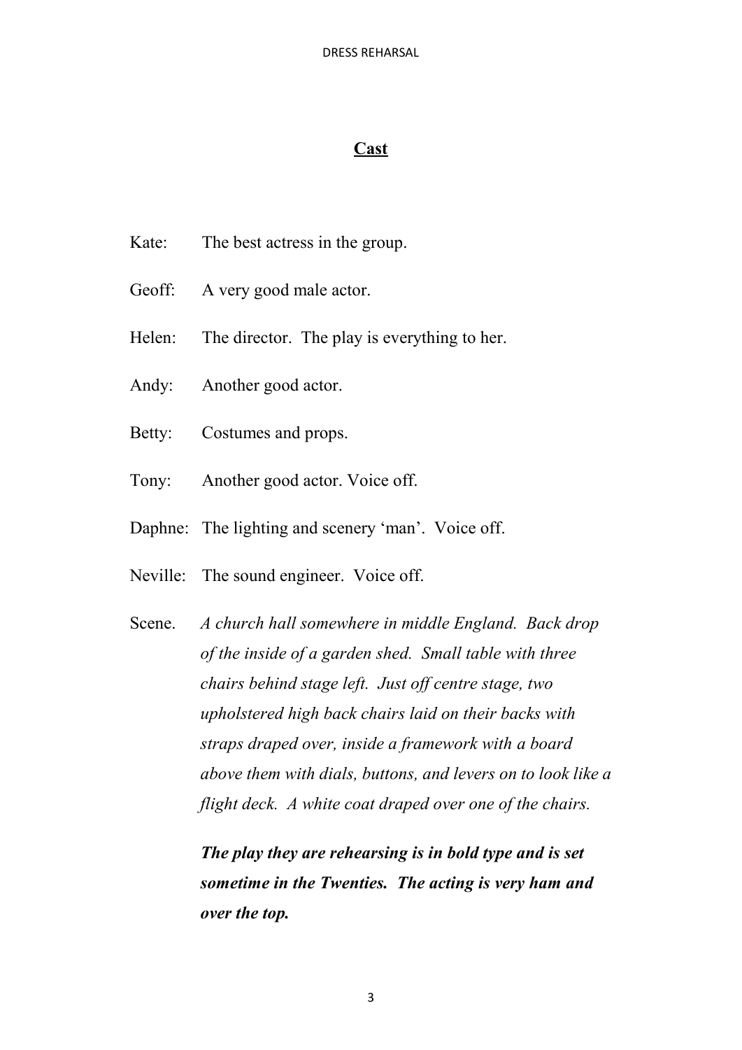## Cast

Kate: The best actress in the group.

Geoff: A very good male actor.

Helen: The director. The play is everything to her.

Andy: Another good actor.

Betty: Costumes and props.

Tony: Another good actor. Voice off.

Daphne: The lighting and scenery 'man'. Voice off.

Neville: The sound engineer. Voice off.

Scene. *A church hall somewhere in middle England. Back drop of the inside of a garden shed. Small table with three chairs behind stage left. Just off centre stage, two upholstered high back chairs laid on their backs with straps draped over, inside a framework with a board above them with dials, buttons, and levers on to look like a flight deck. A white coat draped over one of the chairs.*

***The play they are rehearsing is in bold type and is set sometime in the Twenties. The acting is very ham and over the top.***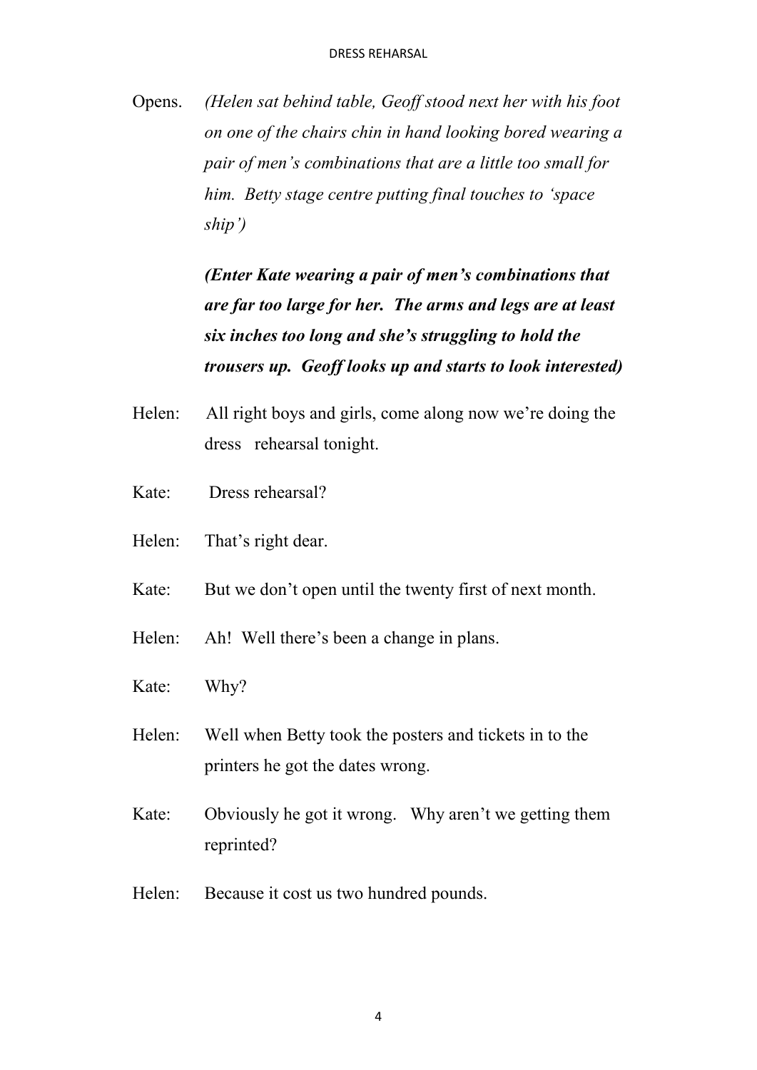Opens. *(Helen sat behind table, Geoff stood next her with his foot on one of the chairs chin in hand looking bored wearing a pair of men's combinations that are a little too small for him. Betty stage centre putting final touches to 'space ship')*

***(Enter Kate wearing a pair of men's combinations that are far too large for her. The arms and legs are at least six inches too long and she's struggling to hold the trousers up. Geoff looks up and starts to look interested)***

Helen: All right boys and girls, come along now we're doing the dress rehearsal tonight.

Kate: Dress rehearsal?

Helen: That's right dear.

Kate: But we don't open until the twenty first of next month.

Helen: Ah! Well there's been a change in plans.

Kate: Why?

Helen: Well when Betty took the posters and tickets in to the printers he got the dates wrong.

Kate: Obviously he got it wrong. Why aren't we getting them reprinted?

Helen: Because it cost us two hundred pounds.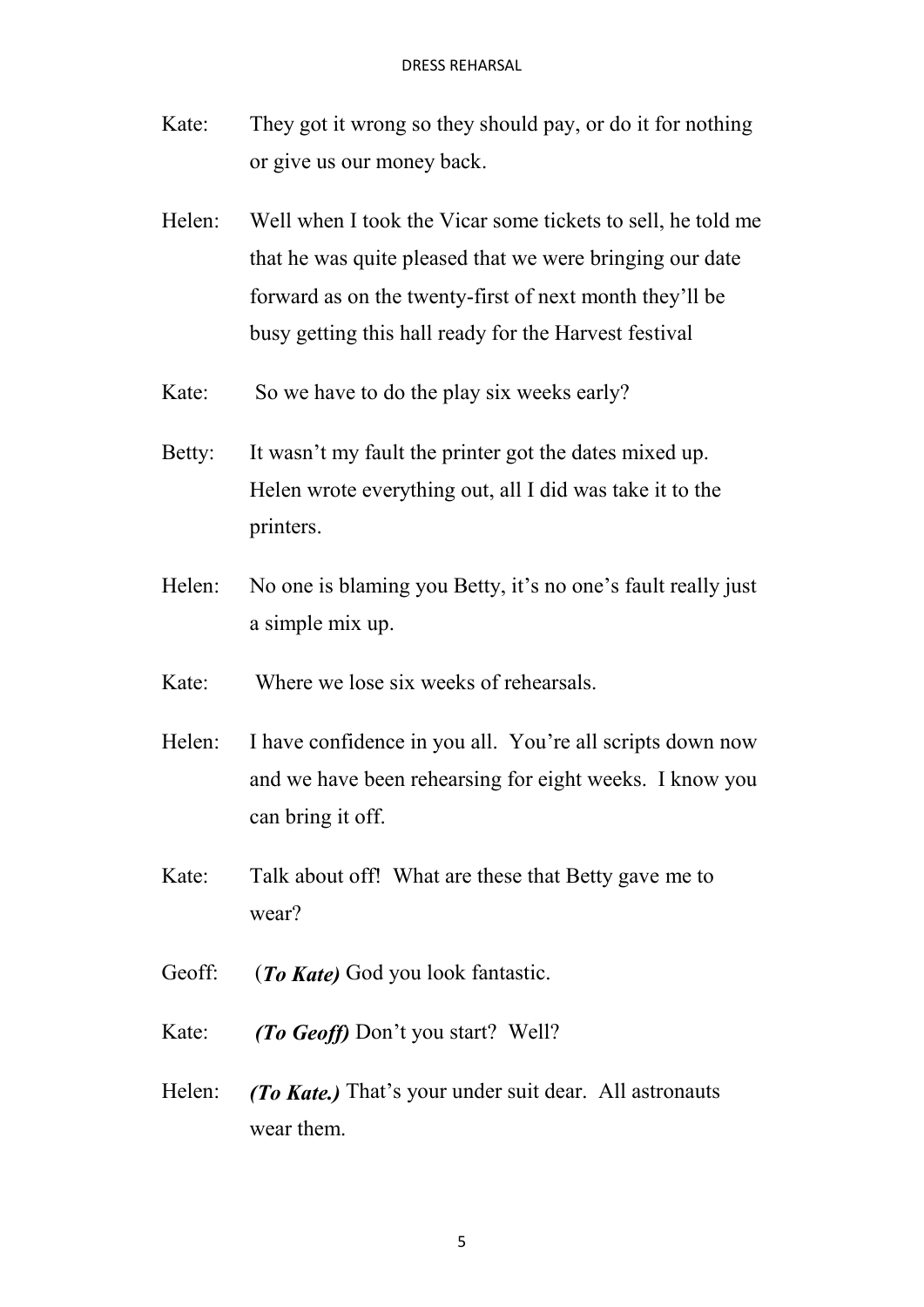Kate: They got it wrong so they should pay, or do it for nothing or give us our money back.

Helen: Well when I took the Vicar some tickets to sell, he told me that he was quite pleased that we were bringing our date forward as on the twenty-first of next month they'll be busy getting this hall ready for the Harvest festival

Kate: So we have to do the play six weeks early?

Betty: It wasn't my fault the printer got the dates mixed up. Helen wrote everything out, all I did was take it to the printers.

Helen: No one is blaming you Betty, it's no one's fault really just a simple mix up.

Kate: Where we lose six weeks of rehearsals.

Helen: I have confidence in you all. You're all scripts down now and we have been rehearsing for eight weeks. I know you can bring it off.

Kate: Talk about off! What are these that Betty gave me to wear?

Geoff: (***To Kate)*** God you look fantastic.

Kate: ***(To Geoff)*** Don't you start? Well?

Helen: ***(To Kate.)*** That's your under suit dear. All astronauts wear them.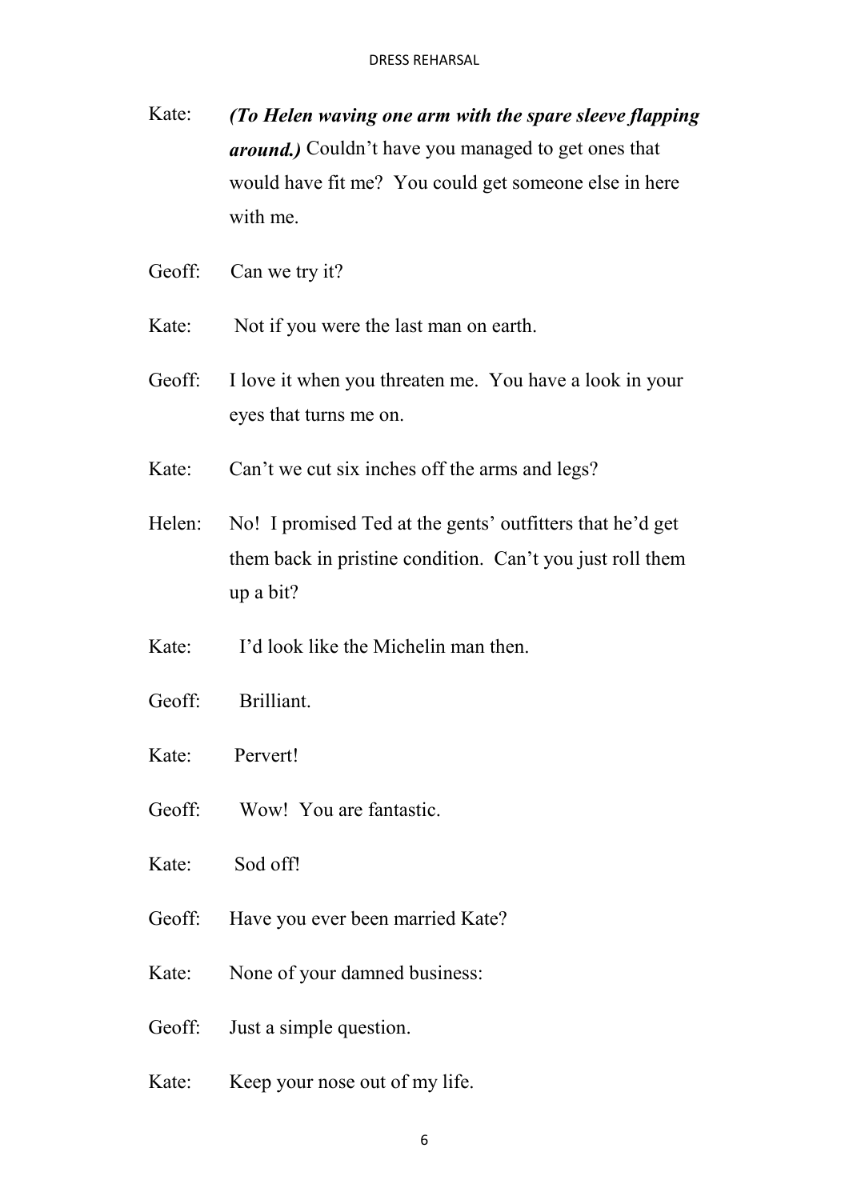Kate: ***(To Helen waving one arm with the spare sleeve flapping around.)*** Couldn't have you managed to get ones that would have fit me? You could get someone else in here with me.

Geoff: Can we try it?

Kate: Not if you were the last man on earth.

Geoff: I love it when you threaten me. You have a look in your eyes that turns me on.

Kate: Can't we cut six inches off the arms and legs?

Helen: No! I promised Ted at the gents' outfitters that he'd get them back in pristine condition. Can't you just roll them up a bit?

Kate: I'd look like the Michelin man then.

Geoff: Brilliant.

Kate: Pervert!

Geoff: Wow! You are fantastic.

Kate: Sod off!

Geoff: Have you ever been married Kate?

Kate: None of your damned business:

Geoff: Just a simple question.

Kate: Keep your nose out of my life.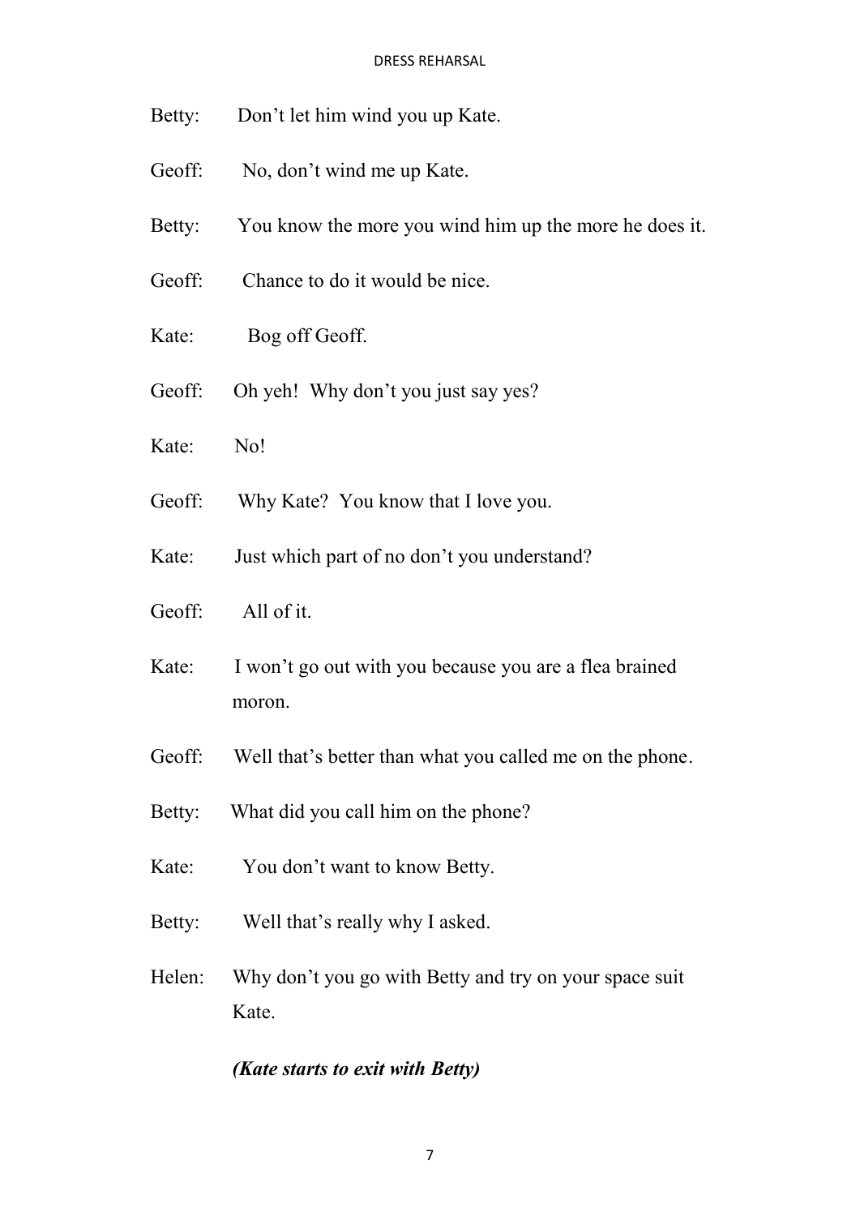Betty: Don't let him wind you up Kate.

Geoff: No, don't wind me up Kate.

Betty: You know the more you wind him up the more he does it.

Geoff: Chance to do it would be nice.

Kate: Bog off Geoff.

Geoff: Oh yeh! Why don't you just say yes?

Kate: No!

Geoff: Why Kate? You know that I love you.

Kate: Just which part of no don't you understand?

Geoff: All of it.

Kate: I won't go out with you because you are a flea brained moron.

Geoff: Well that's better than what you called me on the phone.

Betty: What did you call him on the phone?

Kate: You don't want to know Betty.

Betty: Well that's really why I asked.

Helen: Why don't you go with Betty and try on your space suit Kate.

***(Kate starts to exit with Betty)***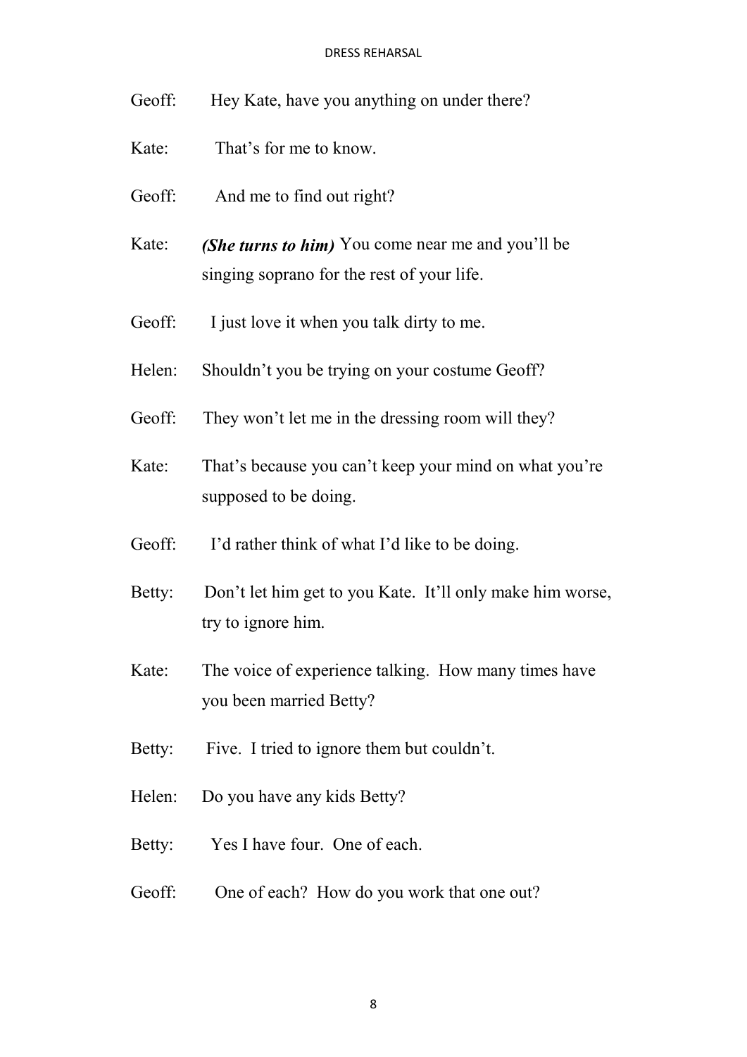Geoff: Hey Kate, have you anything on under there?

Kate: That's for me to know.

Geoff: And me to find out right?

Kate: ***(She turns to him)*** You come near me and you'll be singing soprano for the rest of your life.

Geoff: I just love it when you talk dirty to me.

Helen: Shouldn't you be trying on your costume Geoff?

Geoff: They won't let me in the dressing room will they?

Kate: That's because you can't keep your mind on what you're supposed to be doing.

Geoff: I'd rather think of what I'd like to be doing.

Betty: Don't let him get to you Kate. It'll only make him worse, try to ignore him.

Kate: The voice of experience talking. How many times have you been married Betty?

Betty: Five. I tried to ignore them but couldn't.

Helen: Do you have any kids Betty?

Betty: Yes I have four. One of each.

Geoff: One of each? How do you work that one out?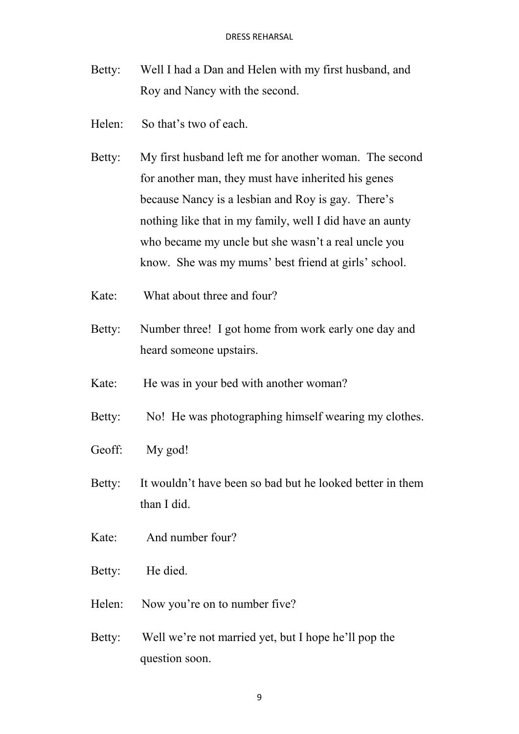Betty: Well I had a Dan and Helen with my first husband, and Roy and Nancy with the second.

Helen: So that's two of each.

Betty: My first husband left me for another woman. The second for another man, they must have inherited his genes because Nancy is a lesbian and Roy is gay. There's nothing like that in my family, well I did have an aunty who became my uncle but she wasn't a real uncle you know. She was my mums' best friend at girls' school.

Kate: What about three and four?

Betty: Number three! I got home from work early one day and heard someone upstairs.

Kate: He was in your bed with another woman?

Betty: No! He was photographing himself wearing my clothes.

Geoff: My god!

Betty: It wouldn't have been so bad but he looked better in them than I did.

Kate: And number four?

Betty: He died.

Helen: Now you're on to number five?

Betty: Well we're not married yet, but I hope he'll pop the question soon.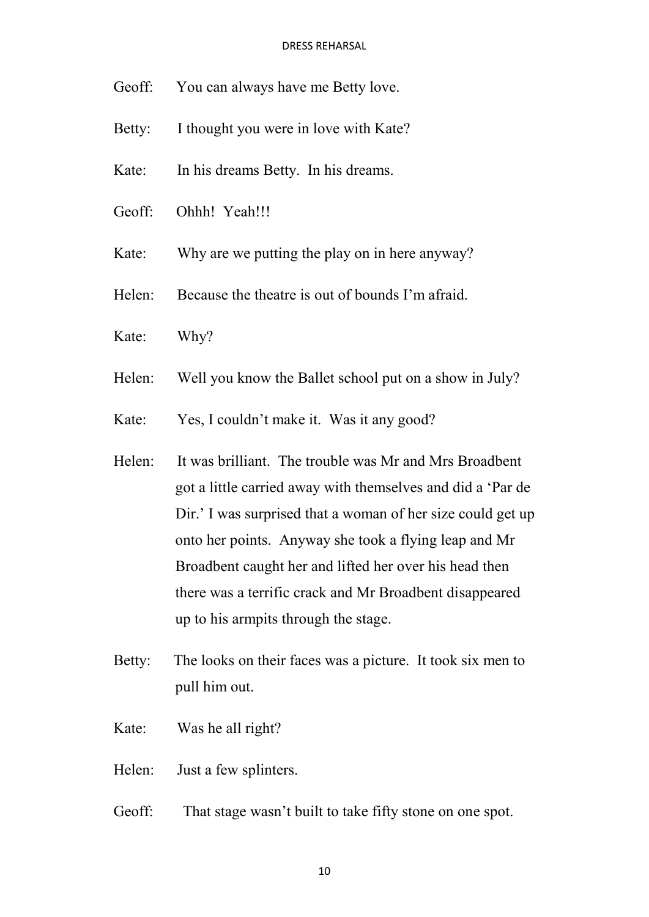Geoff: You can always have me Betty love.

Betty: I thought you were in love with Kate?

Kate: In his dreams Betty. In his dreams.

Geoff: Ohhh! Yeah!!!

Kate: Why are we putting the play on in here anyway?

Helen: Because the theatre is out of bounds I'm afraid.

Kate: Why?

Helen: Well you know the Ballet school put on a show in July?

Kate: Yes, I couldn't make it. Was it any good?

Helen: It was brilliant. The trouble was Mr and Mrs Broadbent got a little carried away with themselves and did a 'Par de Dir.' I was surprised that a woman of her size could get up onto her points. Anyway she took a flying leap and Mr Broadbent caught her and lifted her over his head then there was a terrific crack and Mr Broadbent disappeared up to his armpits through the stage.

Betty: The looks on their faces was a picture. It took six men to pull him out.

Kate: Was he all right?

Helen: Just a few splinters.

Geoff: That stage wasn't built to take fifty stone on one spot.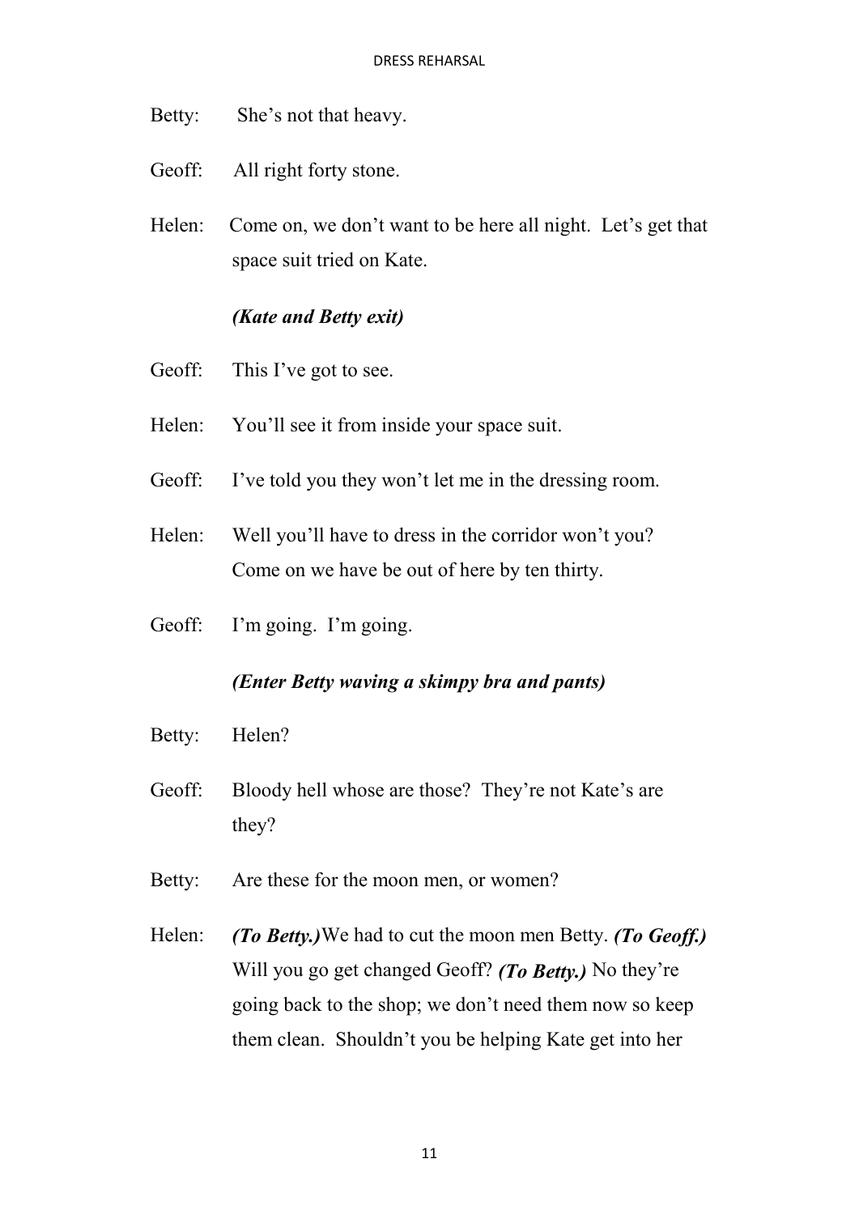Betty: She's not that heavy.

Geoff: All right forty stone.

Helen: Come on, we don't want to be here all night. Let's get that space suit tried on Kate.

***(Kate and Betty exit)***

Geoff: This I've got to see.

Helen: You'll see it from inside your space suit.

Geoff: I've told you they won't let me in the dressing room.

Helen: Well you'll have to dress in the corridor won't you? Come on we have be out of here by ten thirty.

Geoff: I'm going. I'm going.

***(Enter Betty waving a skimpy bra and pants)***

Betty: Helen?

Geoff: Bloody hell whose are those? They're not Kate's are they?

Betty: Are these for the moon men, or women?

Helen: ***(To Betty.)*** We had to cut the moon men Betty. ***(To Geoff.)*** Will you go get changed Geoff? ***(To Betty.)*** No they're going back to the shop; we don't need them now so keep them clean. Shouldn't you be helping Kate get into her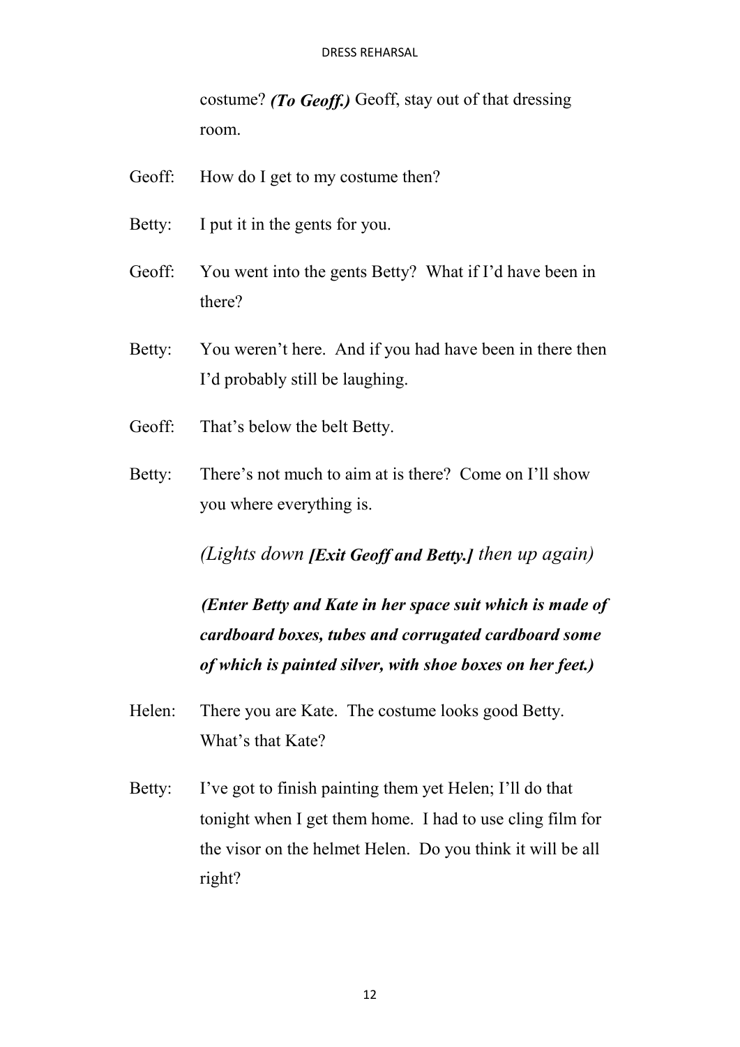costume? ***(To Geoff.)*** Geoff, stay out of that dressing room.

Geoff: How do I get to my costume then?

Betty: I put it in the gents for you.

Geoff: You went into the gents Betty? What if I'd have been in there?

Betty: You weren't here. And if you had have been in there then I'd probably still be laughing.

Geoff: That's below the belt Betty.

Betty: There's not much to aim at is there? Come on I'll show you where everything is.

*(Lights down* ***[Exit Geoff and Betty.]*** *then up again)*

***(Enter Betty and Kate in her space suit which is made of cardboard boxes, tubes and corrugated cardboard some of which is painted silver, with shoe boxes on her feet.)***

Helen: There you are Kate. The costume looks good Betty. What's that Kate?

Betty: I've got to finish painting them yet Helen; I'll do that tonight when I get them home. I had to use cling film for the visor on the helmet Helen. Do you think it will be all right?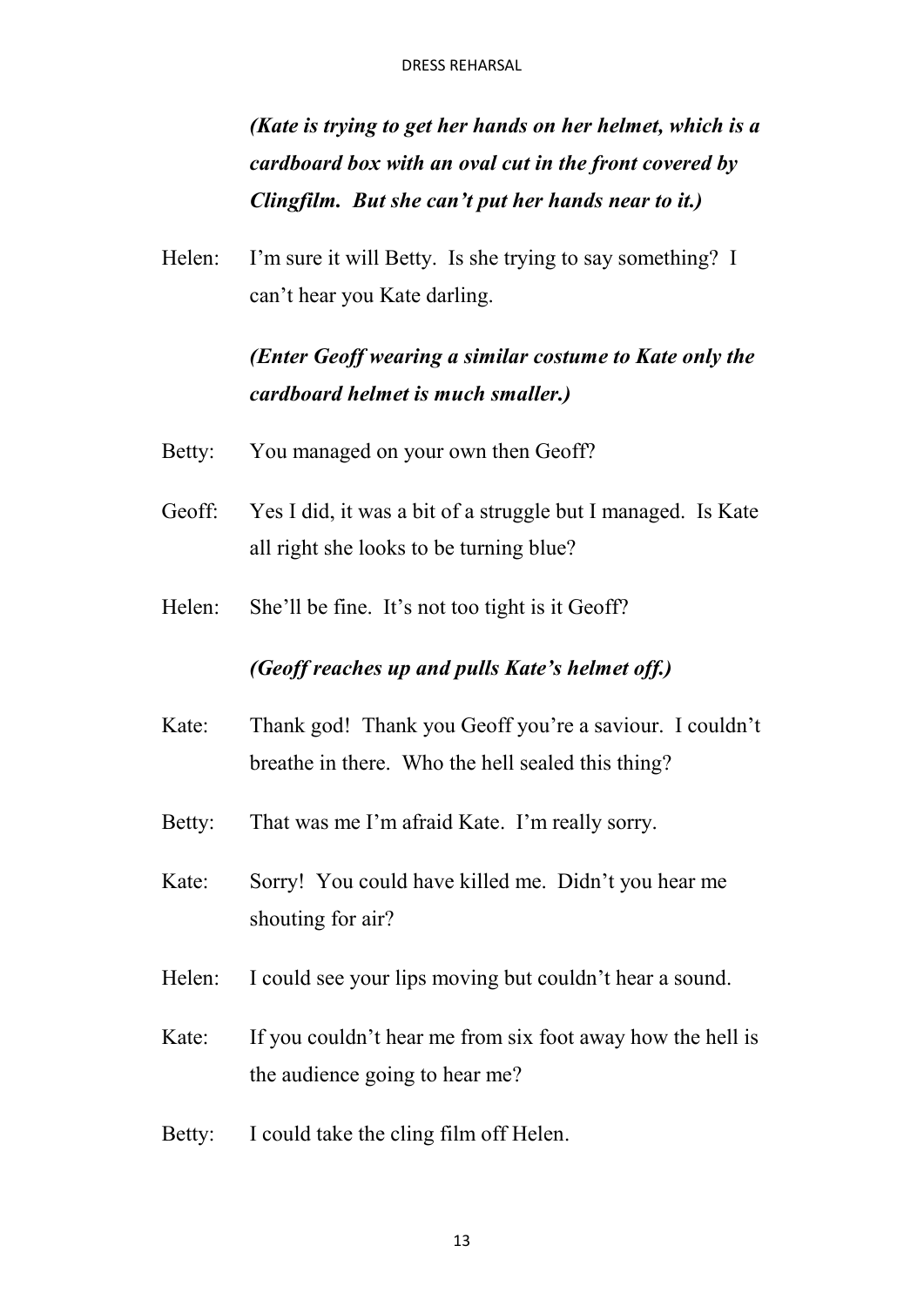***(Kate is trying to get her hands on her helmet, which is a cardboard box with an oval cut in the front covered by Clingfilm. But she can't put her hands near to it.)***

Helen: I'm sure it will Betty. Is she trying to say something? I can't hear you Kate darling.

***(Enter Geoff wearing a similar costume to Kate only the cardboard helmet is much smaller.)***

Betty: You managed on your own then Geoff?

Geoff: Yes I did, it was a bit of a struggle but I managed. Is Kate all right she looks to be turning blue?

Helen: She'll be fine. It's not too tight is it Geoff?

***(Geoff reaches up and pulls Kate's helmet off.)***

Kate: Thank god! Thank you Geoff you're a saviour. I couldn't breathe in there. Who the hell sealed this thing?

Betty: That was me I'm afraid Kate. I'm really sorry.

Kate: Sorry! You could have killed me. Didn't you hear me shouting for air?

Helen: I could see your lips moving but couldn't hear a sound.

Kate: If you couldn't hear me from six foot away how the hell is the audience going to hear me?

Betty: I could take the cling film off Helen.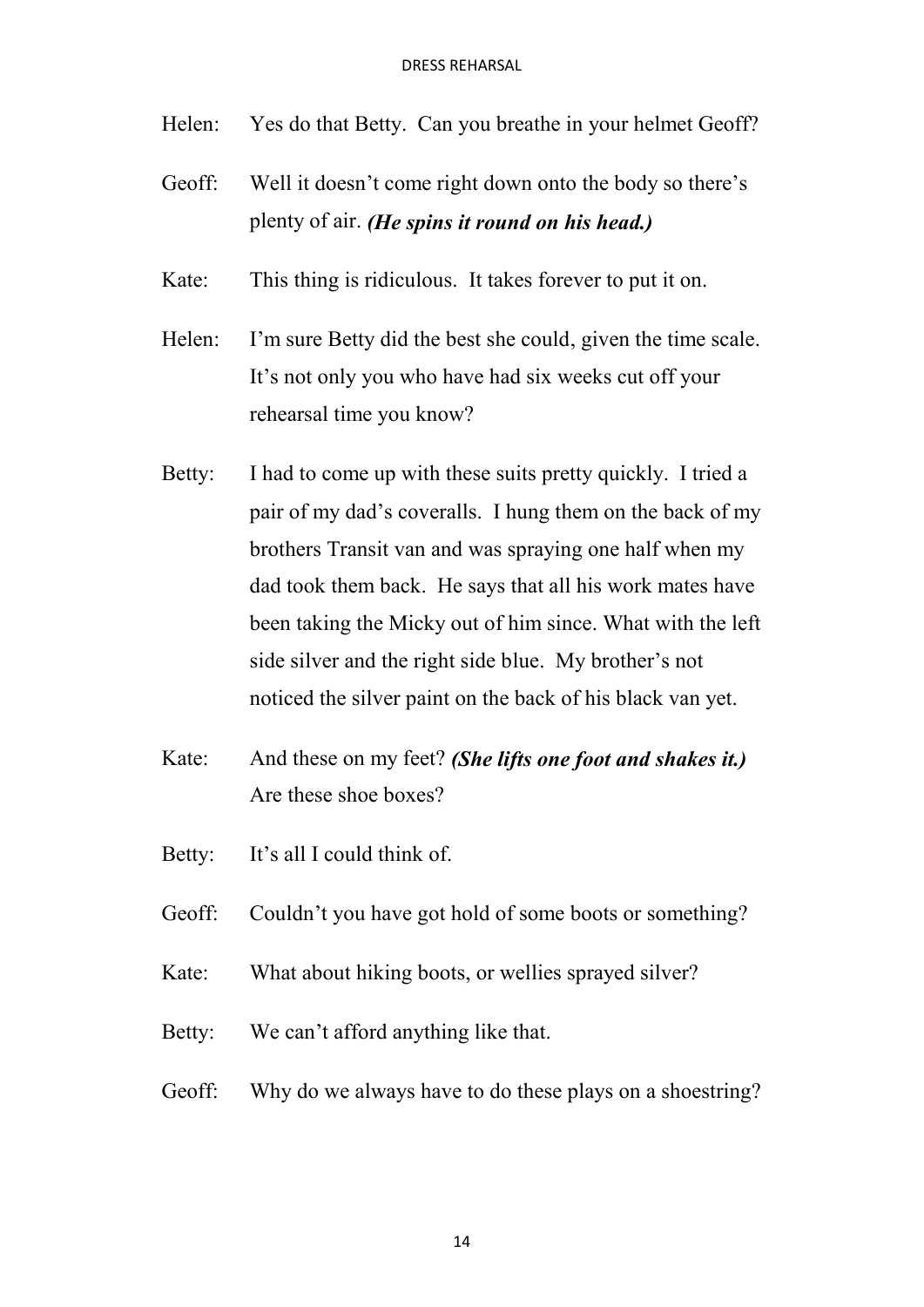Helen: Yes do that Betty. Can you breathe in your helmet Geoff?

Geoff: Well it doesn't come right down onto the body so there's plenty of air. ***(He spins it round on his head.)***

Kate: This thing is ridiculous. It takes forever to put it on.

Helen: I'm sure Betty did the best she could, given the time scale. It's not only you who have had six weeks cut off your rehearsal time you know?

Betty: I had to come up with these suits pretty quickly. I tried a pair of my dad's coveralls. I hung them on the back of my brothers Transit van and was spraying one half when my dad took them back. He says that all his work mates have been taking the Micky out of him since. What with the left side silver and the right side blue. My brother's not noticed the silver paint on the back of his black van yet.

Kate: And these on my feet? ***(She lifts one foot and shakes it.)*** Are these shoe boxes?

Betty: It's all I could think of.

Geoff: Couldn't you have got hold of some boots or something?

Kate: What about hiking boots, or wellies sprayed silver?

Betty: We can't afford anything like that.

Geoff: Why do we always have to do these plays on a shoestring?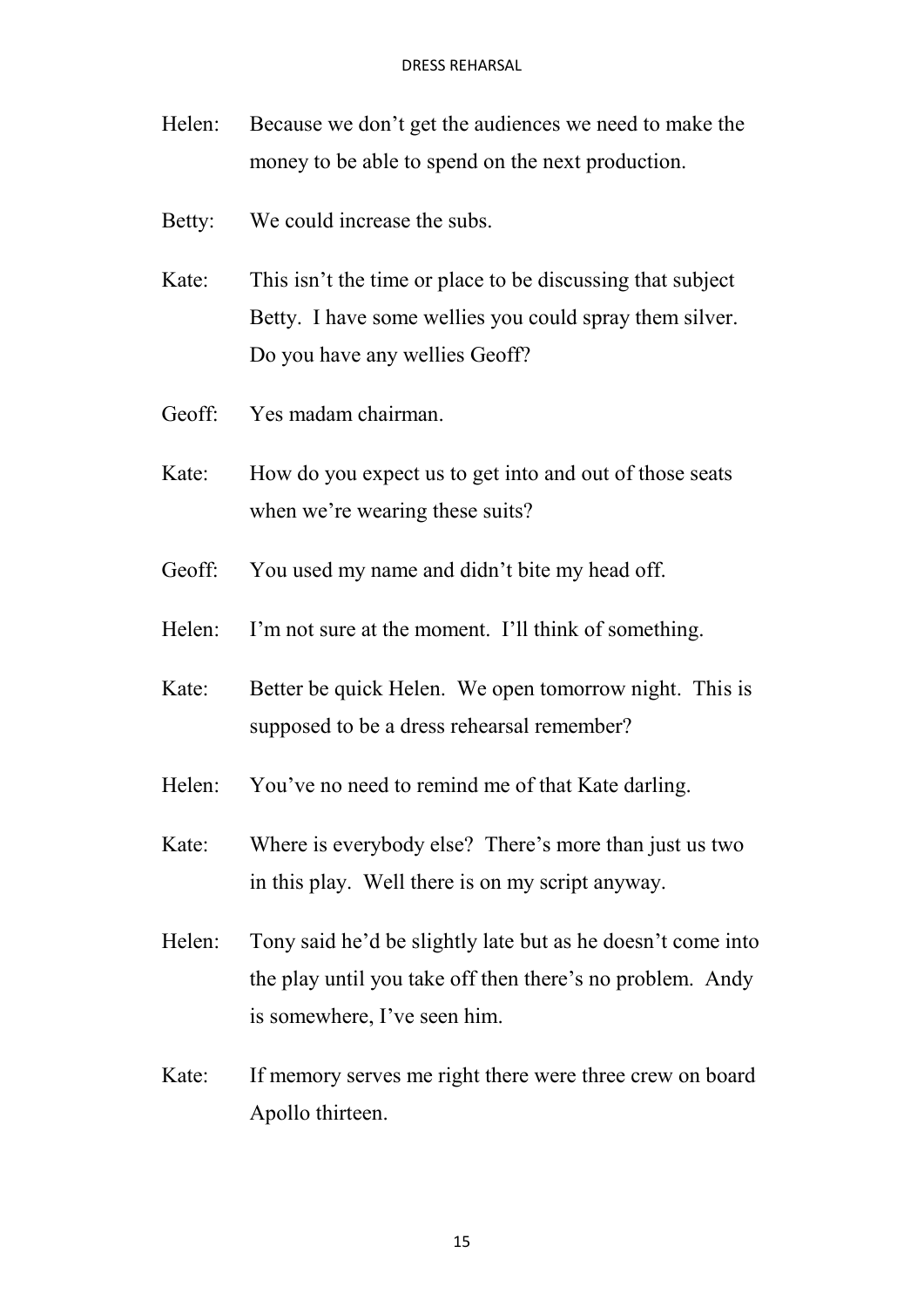Helen: Because we don't get the audiences we need to make the money to be able to spend on the next production.

Betty: We could increase the subs.

Kate: This isn't the time or place to be discussing that subject Betty. I have some wellies you could spray them silver. Do you have any wellies Geoff?

Geoff: Yes madam chairman.

Kate: How do you expect us to get into and out of those seats when we're wearing these suits?

Geoff: You used my name and didn't bite my head off.

Helen: I'm not sure at the moment. I'll think of something.

Kate: Better be quick Helen. We open tomorrow night. This is supposed to be a dress rehearsal remember?

Helen: You've no need to remind me of that Kate darling.

Kate: Where is everybody else? There's more than just us two in this play. Well there is on my script anyway.

Helen: Tony said he'd be slightly late but as he doesn't come into the play until you take off then there's no problem. Andy is somewhere, I've seen him.

Kate: If memory serves me right there were three crew on board Apollo thirteen.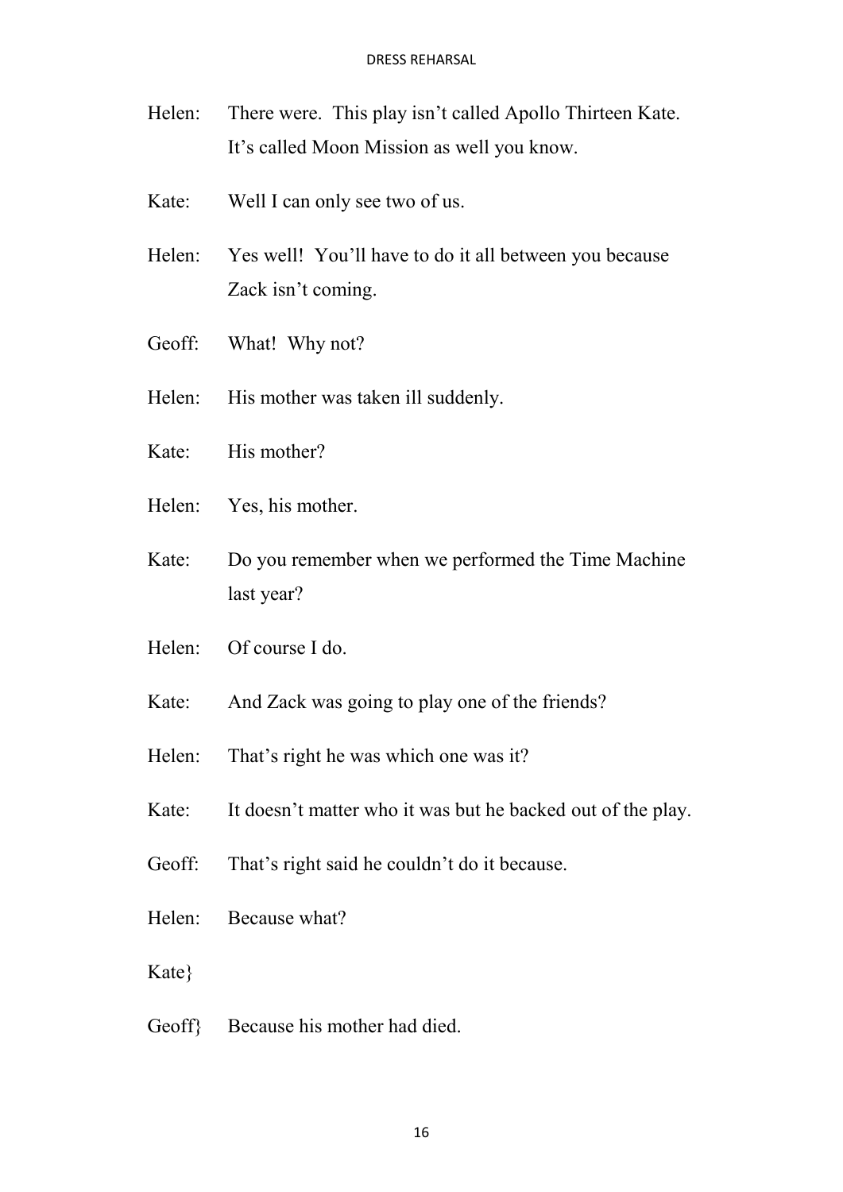Helen: There were. This play isn't called Apollo Thirteen Kate. It's called Moon Mission as well you know.

Kate: Well I can only see two of us.

Helen: Yes well! You'll have to do it all between you because Zack isn't coming.

Geoff: What! Why not?

Helen: His mother was taken ill suddenly.

Kate: His mother?

Helen: Yes, his mother.

Kate: Do you remember when we performed the Time Machine last year?

Helen: Of course I do.

Kate: And Zack was going to play one of the friends?

Helen: That's right he was which one was it?

Kate: It doesn't matter who it was but he backed out of the play.

Geoff: That's right said he couldn't do it because.

Helen: Because what?

Kate}

Geoff} Because his mother had died.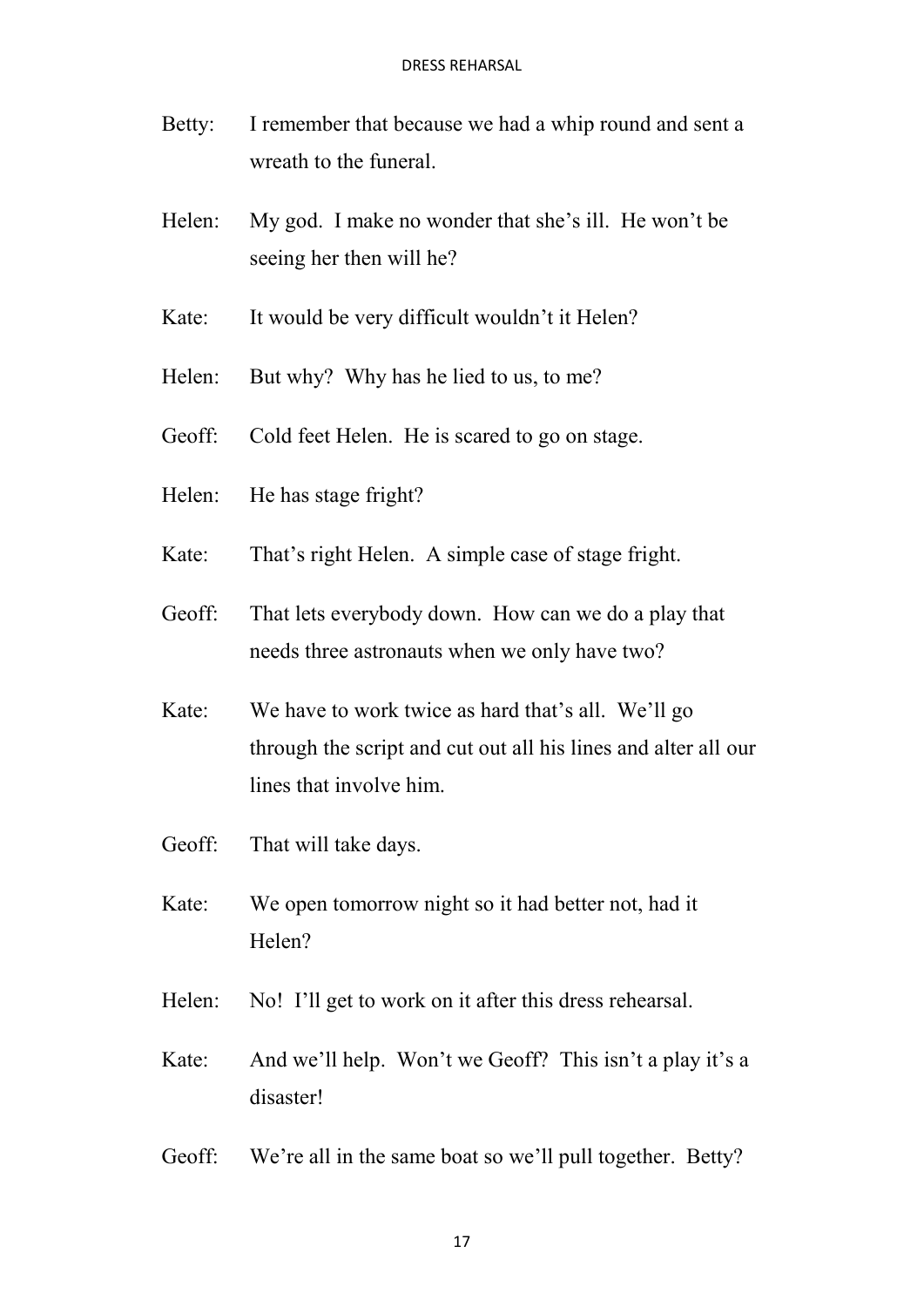Betty: I remember that because we had a whip round and sent a wreath to the funeral.

Helen: My god. I make no wonder that she's ill. He won't be seeing her then will he?

Kate: It would be very difficult wouldn't it Helen?

Helen: But why? Why has he lied to us, to me?

Geoff: Cold feet Helen. He is scared to go on stage.

Helen: He has stage fright?

Kate: That's right Helen. A simple case of stage fright.

Geoff: That lets everybody down. How can we do a play that needs three astronauts when we only have two?

Kate: We have to work twice as hard that's all. We'll go through the script and cut out all his lines and alter all our lines that involve him.

Geoff: That will take days.

Kate: We open tomorrow night so it had better not, had it Helen?

Helen: No! I'll get to work on it after this dress rehearsal.

Kate: And we'll help. Won't we Geoff? This isn't a play it's a disaster!

Geoff: We're all in the same boat so we'll pull together. Betty?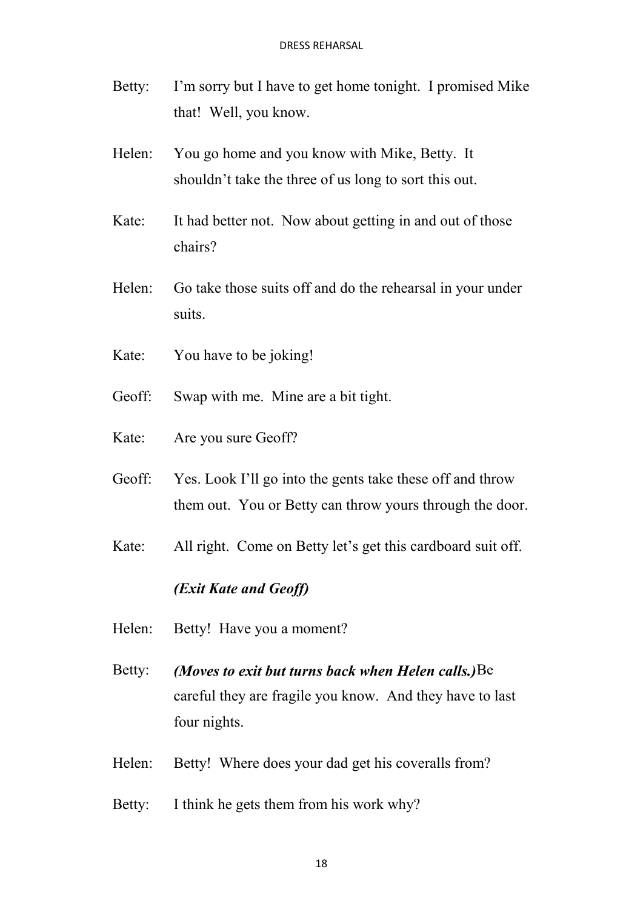Betty: I'm sorry but I have to get home tonight. I promised Mike that! Well, you know.

Helen: You go home and you know with Mike, Betty. It shouldn't take the three of us long to sort this out.

Kate: It had better not. Now about getting in and out of those chairs?

Helen: Go take those suits off and do the rehearsal in your under suits.

Kate: You have to be joking!

Geoff: Swap with me. Mine are a bit tight.

Kate: Are you sure Geoff?

Geoff: Yes. Look I'll go into the gents take these off and throw them out. You or Betty can throw yours through the door.

Kate: All right. Come on Betty let's get this cardboard suit off.

***(Exit Kate and Geoff)***

Helen: Betty! Have you a moment?

Betty: ***(Moves to exit but turns back when Helen calls.)*** Be careful they are fragile you know. And they have to last four nights.

Helen: Betty! Where does your dad get his coveralls from?

Betty: I think he gets them from his work why?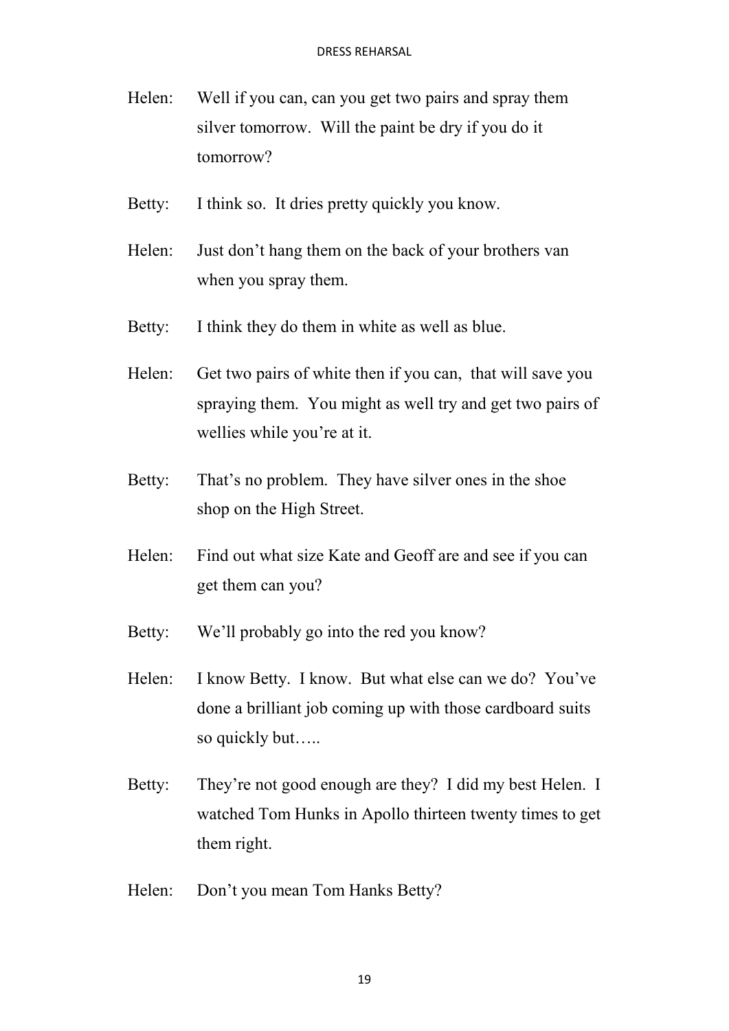Helen: Well if you can, can you get two pairs and spray them silver tomorrow. Will the paint be dry if you do it tomorrow?

Betty: I think so. It dries pretty quickly you know.

Helen: Just don't hang them on the back of your brothers van when you spray them.

Betty: I think they do them in white as well as blue.

Helen: Get two pairs of white then if you can, that will save you spraying them. You might as well try and get two pairs of wellies while you're at it.

Betty: That's no problem. They have silver ones in the shoe shop on the High Street.

Helen: Find out what size Kate and Geoff are and see if you can get them can you?

Betty: We'll probably go into the red you know?

Helen: I know Betty. I know. But what else can we do? You've done a brilliant job coming up with those cardboard suits so quickly but…..

Betty: They're not good enough are they? I did my best Helen. I watched Tom Hunks in Apollo thirteen twenty times to get them right.

Helen: Don't you mean Tom Hanks Betty?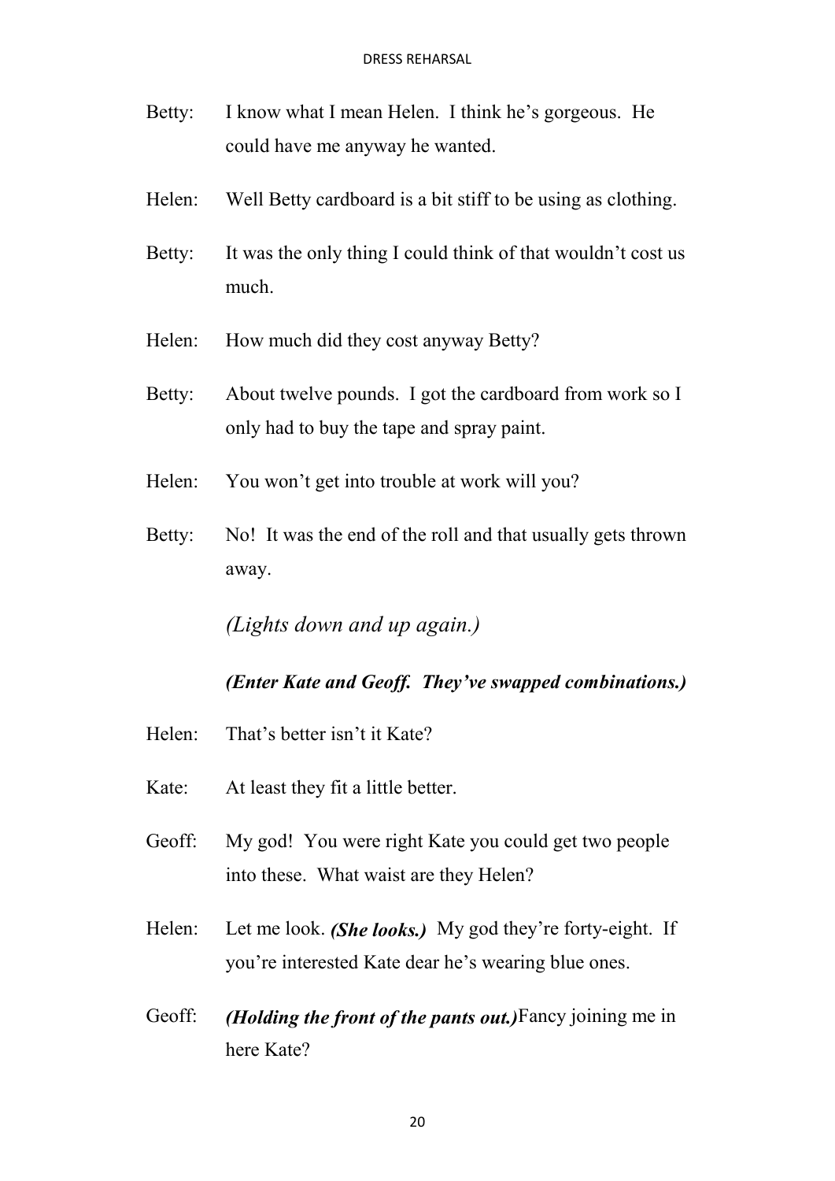Betty: I know what I mean Helen. I think he's gorgeous. He could have me anyway he wanted.

Helen: Well Betty cardboard is a bit stiff to be using as clothing.

Betty: It was the only thing I could think of that wouldn't cost us much.

Helen: How much did they cost anyway Betty?

Betty: About twelve pounds. I got the cardboard from work so I only had to buy the tape and spray paint.

Helen: You won't get into trouble at work will you?

Betty: No! It was the end of the roll and that usually gets thrown away.

*(Lights down and up again.)*

***(Enter Kate and Geoff. They've swapped combinations.)***

Helen: That's better isn't it Kate?

Kate: At least they fit a little better.

Geoff: My god! You were right Kate you could get two people into these. What waist are they Helen?

Helen: Let me look. ***(She looks.)*** My god they're forty-eight. If you're interested Kate dear he's wearing blue ones.

Geoff: ***(Holding the front of the pants out.)*** Fancy joining me in here Kate?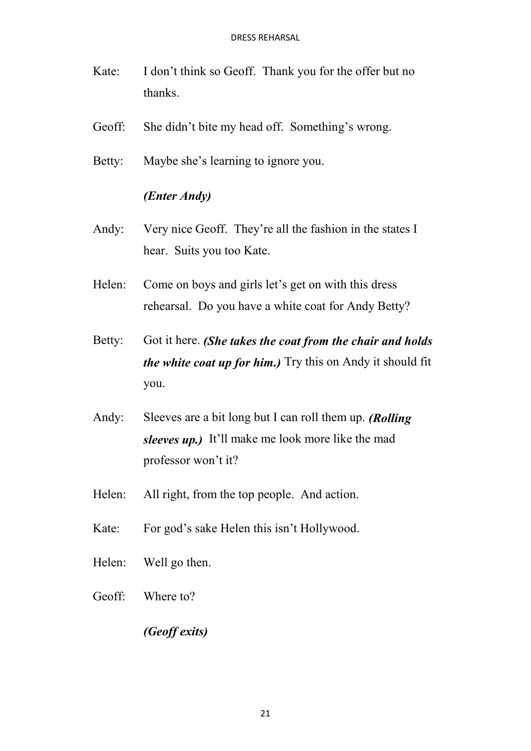Kate: I don't think so Geoff. Thank you for the offer but no thanks.

Geoff: She didn't bite my head off. Something's wrong.

Betty: Maybe she's learning to ignore you.

***(Enter Andy)***

Andy: Very nice Geoff. They're all the fashion in the states I hear. Suits you too Kate.

Helen: Come on boys and girls let's get on with this dress rehearsal. Do you have a white coat for Andy Betty?

Betty: Got it here. ***(She takes the coat from the chair and holds the white coat up for him.)*** Try this on Andy it should fit you.

Andy: Sleeves are a bit long but I can roll them up. ***(Rolling sleeves up.)*** It'll make me look more like the mad professor won't it?

Helen: All right, from the top people. And action.

Kate: For god's sake Helen this isn't Hollywood.

Helen: Well go then.

Geoff: Where to?

***(Geoff exits)***